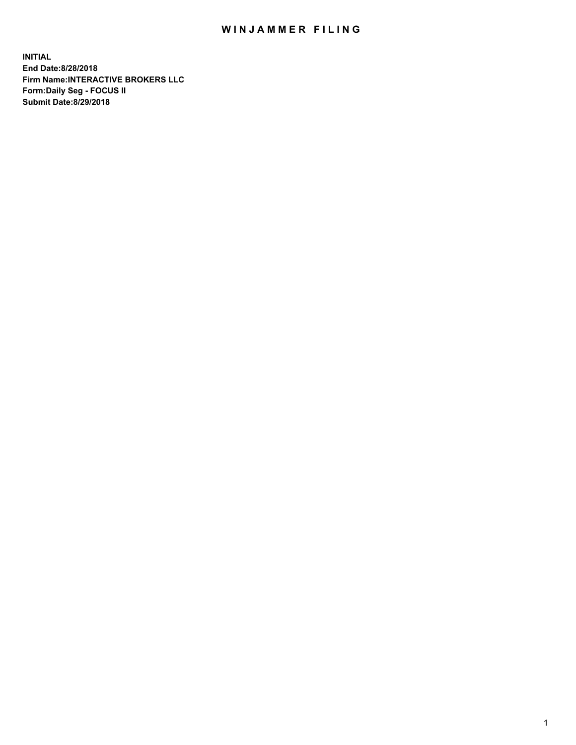# WINJAMMER FILING

**INITIAL**
**End Date:8/28/2018**
**Firm Name:INTERACTIVE BROKERS LLC**
**Form:Daily Seg - FOCUS II**
**Submit Date:8/29/2018**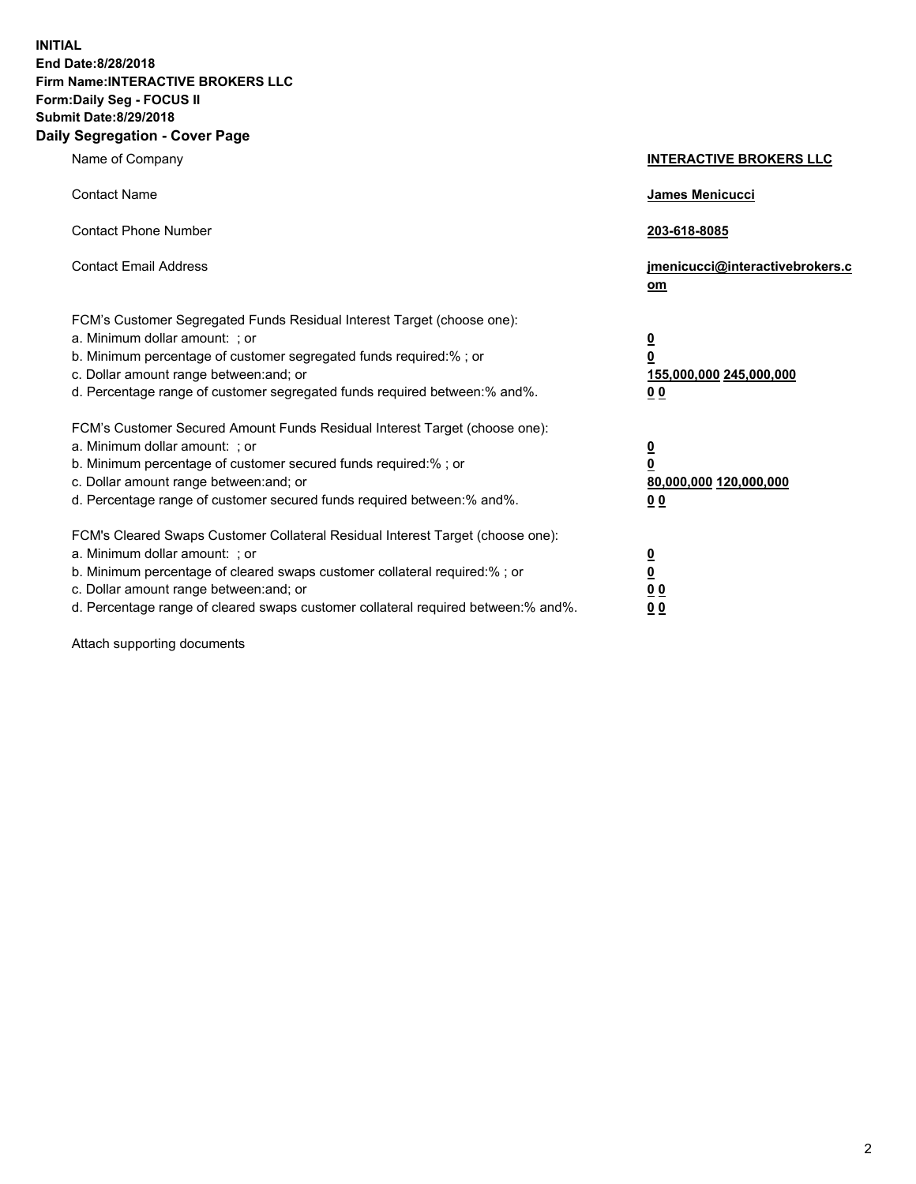**INITIAL**
**End Date:8/28/2018**
**Firm Name:INTERACTIVE BROKERS LLC**
**Form:Daily Seg - FOCUS II**
**Submit Date:8/29/2018**
**Daily Segregation - Cover Page**

| | |
|---|---|
| Name of Company | **INTERACTIVE BROKERS LLC** |
| Contact Name | **James Menicucci** |
| Contact Phone Number | **203-618-8085** |
| Contact Email Address | **jmenicucci@interactivebrokers.com** |
| FCM's Customer Segregated Funds Residual Interest Target (choose one): | |
| a. Minimum dollar amount: ; or | **0** |
| b. Minimum percentage of customer segregated funds required:% ; or | **0** |
| c. Dollar amount range between:and; or | **155,000,000 245,000,000** |
| d. Percentage range of customer segregated funds required between:% and%. | **0 0** |
| FCM's Customer Secured Amount Funds Residual Interest Target (choose one): | |
| a. Minimum dollar amount: ; or | **0** |
| b. Minimum percentage of customer secured funds required:% ; or | **0** |
| c. Dollar amount range between:and; or | **80,000,000 120,000,000** |
| d. Percentage range of customer secured funds required between:% and%. | **0 0** |
| FCM's Cleared Swaps Customer Collateral Residual Interest Target (choose one): | |
| a. Minimum dollar amount: ; or | **0** |
| b. Minimum percentage of cleared swaps customer collateral required:% ; or | **0** |
| c. Dollar amount range between:and; or | **0 0** |
| d. Percentage range of cleared swaps customer collateral required between:% and%. | **0 0** |

Attach supporting documents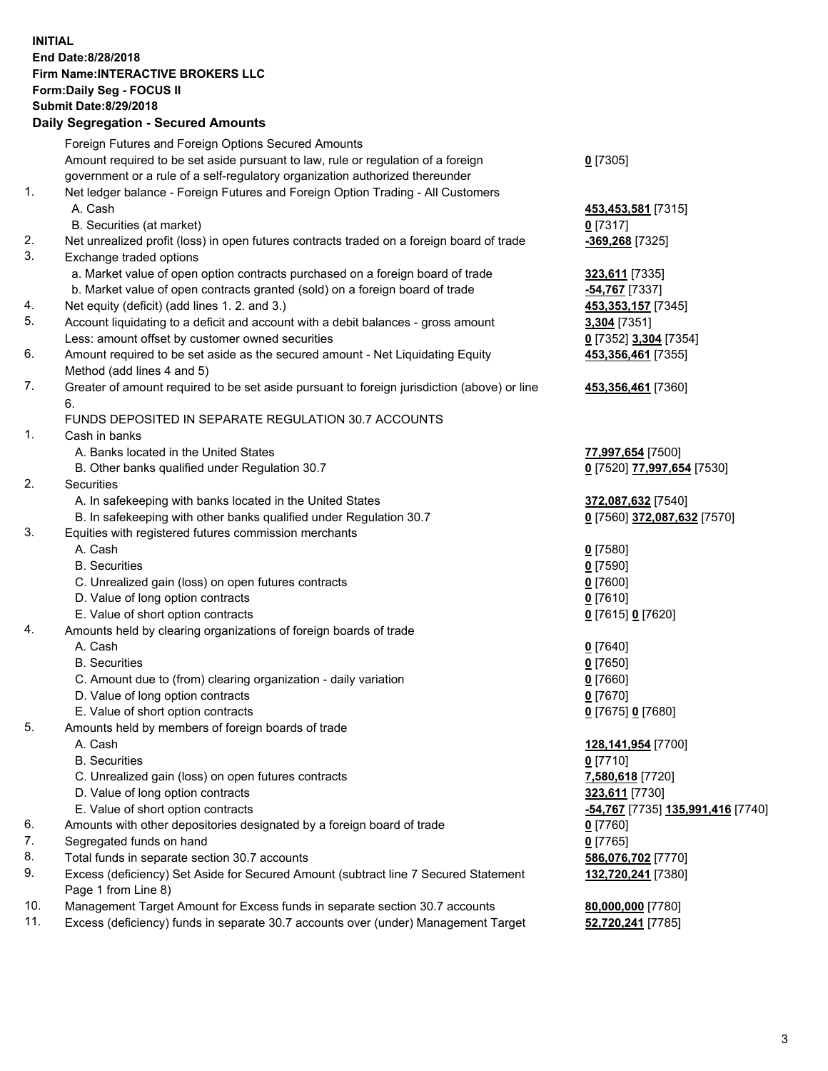**INITIAL**
**End Date:8/28/2018**
**Firm Name:INTERACTIVE BROKERS LLC**
**Form:Daily Seg - FOCUS II**
**Submit Date:8/29/2018**

### Daily Segregation - Secured Amounts

| | | |
|---|---|---|
| | Foreign Futures and Foreign Options Secured Amounts | |
| | Amount required to be set aside pursuant to law, rule or regulation of a foreign government or a rule of a self-regulatory organization authorized thereunder | **0** [7305] |
| 1. | Net ledger balance - Foreign Futures and Foreign Option Trading - All Customers | |
| | A. Cash | **453,453,581** [7315] |
| | B. Securities (at market) | **0** [7317] |
| 2. | Net unrealized profit (loss) in open futures contracts traded on a foreign board of trade | **-369,268** [7325] |
| 3. | Exchange traded options | |
| | a. Market value of open option contracts purchased on a foreign board of trade | **323,611** [7335] |
| | b. Market value of open contracts granted (sold) on a foreign board of trade | **-54,767** [7337] |
| 4. | Net equity (deficit) (add lines 1. 2. and 3.) | **453,353,157** [7345] |
| 5. | Account liquidating to a deficit and account with a debit balances - gross amount | **3,304** [7351] |
| | Less: amount offset by customer owned securities | **0** [7352] **3,304** [7354] |
| 6. | Amount required to be set aside as the secured amount - Net Liquidating Equity Method (add lines 4 and 5) | **453,356,461** [7355] |
| 7. | Greater of amount required to be set aside pursuant to foreign jurisdiction (above) or line 6. | **453,356,461** [7360] |
| | FUNDS DEPOSITED IN SEPARATE REGULATION 30.7 ACCOUNTS | |
| 1. | Cash in banks | |
| | A. Banks located in the United States | **77,997,654** [7500] |
| | B. Other banks qualified under Regulation 30.7 | **0** [7520] **77,997,654** [7530] |
| 2. | Securities | |
| | A. In safekeeping with banks located in the United States | **372,087,632** [7540] |
| | B. In safekeeping with other banks qualified under Regulation 30.7 | **0** [7560] **372,087,632** [7570] |
| 3. | Equities with registered futures commission merchants | |
| | A. Cash | **0** [7580] |
| | B. Securities | **0** [7590] |
| | C. Unrealized gain (loss) on open futures contracts | **0** [7600] |
| | D. Value of long option contracts | **0** [7610] |
| | E. Value of short option contracts | **0** [7615] **0** [7620] |
| 4. | Amounts held by clearing organizations of foreign boards of trade | |
| | A. Cash | **0** [7640] |
| | B. Securities | **0** [7650] |
| | C. Amount due to (from) clearing organization - daily variation | **0** [7660] |
| | D. Value of long option contracts | **0** [7670] |
| | E. Value of short option contracts | **0** [7675] **0** [7680] |
| 5. | Amounts held by members of foreign boards of trade | |
| | A. Cash | **128,141,954** [7700] |
| | B. Securities | **0** [7710] |
| | C. Unrealized gain (loss) on open futures contracts | **7,580,618** [7720] |
| | D. Value of long option contracts | **323,611** [7730] |
| | E. Value of short option contracts | **-54,767** [7735] **135,991,416** [7740] |
| 6. | Amounts with other depositories designated by a foreign board of trade | **0** [7760] |
| 7. | Segregated funds on hand | **0** [7765] |
| 8. | Total funds in separate section 30.7 accounts | **586,076,702** [7770] |
| 9. | Excess (deficiency) Set Aside for Secured Amount (subtract line 7 Secured Statement Page 1 from Line 8) | **132,720,241** [7380] |
| 10. | Management Target Amount for Excess funds in separate section 30.7 accounts | **80,000,000** [7780] |
| 11. | Excess (deficiency) funds in separate 30.7 accounts over (under) Management Target | **52,720,241** [7785] |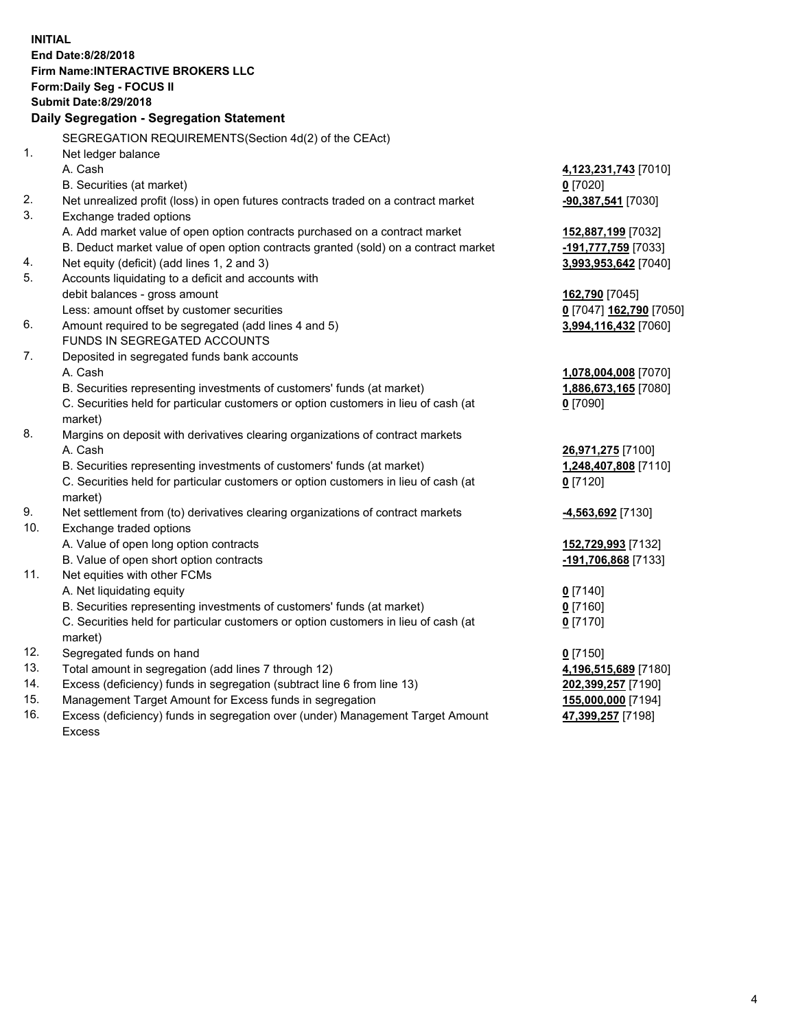**INITIAL**
**End Date:8/28/2018**
**Firm Name:INTERACTIVE BROKERS LLC**
**Form:Daily Seg - FOCUS II**
**Submit Date:8/29/2018**

**Daily Segregation - Segregation Statement**

SEGREGATION REQUIREMENTS(Section 4d(2) of the CEAct)

| | | |
|---|---|---|
| 1. | Net ledger balance | |
| | A. Cash | **4,123,231,743** [7010] |
| | B. Securities (at market) | **0** [7020] |
| 2. | Net unrealized profit (loss) in open futures contracts traded on a contract market | **-90,387,541** [7030] |
| 3. | Exchange traded options | |
| | A. Add market value of open option contracts purchased on a contract market | **152,887,199** [7032] |
| | B. Deduct market value of open option contracts granted (sold) on a contract market | **-191,777,759** [7033] |
| 4. | Net equity (deficit) (add lines 1, 2 and 3) | **3,993,953,642** [7040] |
| 5. | Accounts liquidating to a deficit and accounts with | |
| | debit balances - gross amount | **162,790** [7045] |
| | Less: amount offset by customer securities | **0** [7047] **162,790** [7050] |
| 6. | Amount required to be segregated (add lines 4 and 5) | **3,994,116,432** [7060] |
| | FUNDS IN SEGREGATED ACCOUNTS | |
| 7. | Deposited in segregated funds bank accounts | |
| | A. Cash | **1,078,004,008** [7070] |
| | B. Securities representing investments of customers' funds (at market) | **1,886,673,165** [7080] |
| | C. Securities held for particular customers or option customers in lieu of cash (at market) | **0** [7090] |
| 8. | Margins on deposit with derivatives clearing organizations of contract markets | |
| | A. Cash | **26,971,275** [7100] |
| | B. Securities representing investments of customers' funds (at market) | **1,248,407,808** [7110] |
| | C. Securities held for particular customers or option customers in lieu of cash (at market) | **0** [7120] |
| 9. | Net settlement from (to) derivatives clearing organizations of contract markets | **-4,563,692** [7130] |
| 10. | Exchange traded options | |
| | A. Value of open long option contracts | **152,729,993** [7132] |
| | B. Value of open short option contracts | **-191,706,868** [7133] |
| 11. | Net equities with other FCMs | |
| | A. Net liquidating equity | **0** [7140] |
| | B. Securities representing investments of customers' funds (at market) | **0** [7160] |
| | C. Securities held for particular customers or option customers in lieu of cash (at market) | **0** [7170] |
| 12. | Segregated funds on hand | **0** [7150] |
| 13. | Total amount in segregation (add lines 7 through 12) | **4,196,515,689** [7180] |
| 14. | Excess (deficiency) funds in segregation (subtract line 6 from line 13) | **202,399,257** [7190] |
| 15. | Management Target Amount for Excess funds in segregation | **155,000,000** [7194] |
| 16. | Excess (deficiency) funds in segregation over (under) Management Target Amount Excess | **47,399,257** [7198] |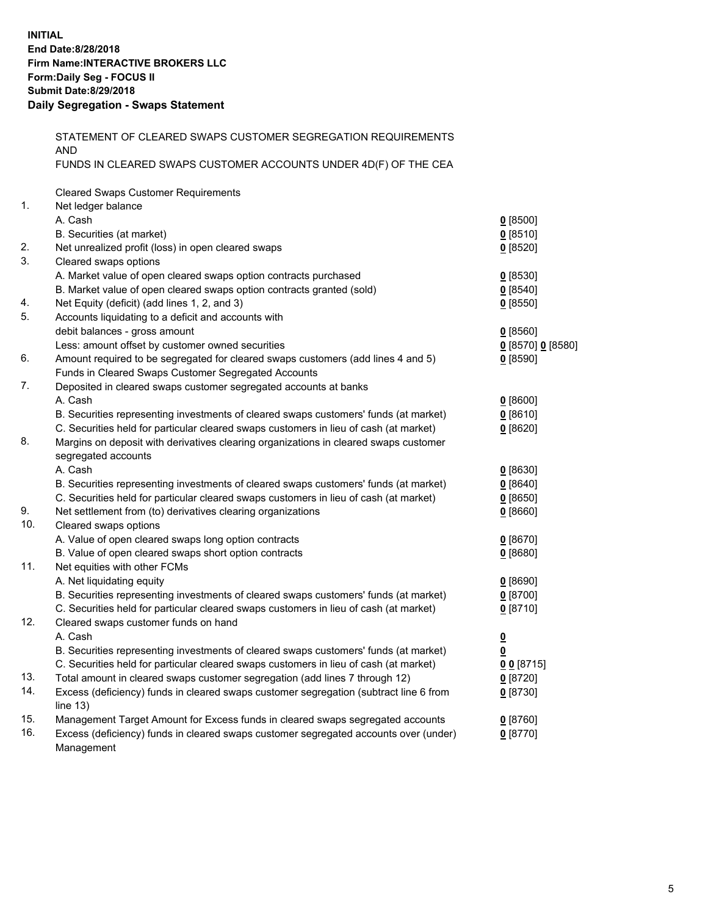**INITIAL**
**End Date:8/28/2018**
**Firm Name:INTERACTIVE BROKERS LLC**
**Form:Daily Seg - FOCUS II**
**Submit Date:8/29/2018**
**Daily Segregation - Swaps Statement**

STATEMENT OF CLEARED SWAPS CUSTOMER SEGREGATION REQUIREMENTS AND FUNDS IN CLEARED SWAPS CUSTOMER ACCOUNTS UNDER 4D(F) OF THE CEA

| | | |
|---|---|---|
| | Cleared Swaps Customer Requirements | |
| 1. | Net ledger balance | |
| | A. Cash | 0 [8500] |
| | B. Securities (at market) | 0 [8510] |
| 2. | Net unrealized profit (loss) in open cleared swaps | 0 [8520] |
| 3. | Cleared swaps options | |
| | A. Market value of open cleared swaps option contracts purchased | 0 [8530] |
| | B. Market value of open cleared swaps option contracts granted (sold) | 0 [8540] |
| 4. | Net Equity (deficit) (add lines 1, 2, and 3) | 0 [8550] |
| 5. | Accounts liquidating to a deficit and accounts with debit balances - gross amount | 0 [8560] |
| | Less: amount offset by customer owned securities | 0 [8570] 0 [8580] |
| 6. | Amount required to be segregated for cleared swaps customers (add lines 4 and 5) | 0 [8590] |
| | Funds in Cleared Swaps Customer Segregated Accounts | |
| 7. | Deposited in cleared swaps customer segregated accounts at banks | |
| | A. Cash | 0 [8600] |
| | B. Securities representing investments of cleared swaps customers' funds (at market) | 0 [8610] |
| | C. Securities held for particular cleared swaps customers in lieu of cash (at market) | 0 [8620] |
| 8. | Margins on deposit with derivatives clearing organizations in cleared swaps customer segregated accounts | |
| | A. Cash | 0 [8630] |
| | B. Securities representing investments of cleared swaps customers' funds (at market) | 0 [8640] |
| | C. Securities held for particular cleared swaps customers in lieu of cash (at market) | 0 [8650] |
| 9. | Net settlement from (to) derivatives clearing organizations | 0 [8660] |
| 10. | Cleared swaps options | |
| | A. Value of open cleared swaps long option contracts | 0 [8670] |
| | B. Value of open cleared swaps short option contracts | 0 [8680] |
| 11. | Net equities with other FCMs | |
| | A. Net liquidating equity | 0 [8690] |
| | B. Securities representing investments of cleared swaps customers' funds (at market) | 0 [8700] |
| | C. Securities held for particular cleared swaps customers in lieu of cash (at market) | 0 [8710] |
| 12. | Cleared swaps customer funds on hand | |
| | A. Cash | 0 |
| | B. Securities representing investments of cleared swaps customers' funds (at market) | 0 |
| | C. Securities held for particular cleared swaps customers in lieu of cash (at market) | 0 0 [8715] |
| 13. | Total amount in cleared swaps customer segregation (add lines 7 through 12) | 0 [8720] |
| 14. | Excess (deficiency) funds in cleared swaps customer segregation (subtract line 6 from line 13) | 0 [8730] |
| 15. | Management Target Amount for Excess funds in cleared swaps segregated accounts | 0 [8760] |
| 16. | Excess (deficiency) funds in cleared swaps customer segregated accounts over (under) Management | 0 [8770] |